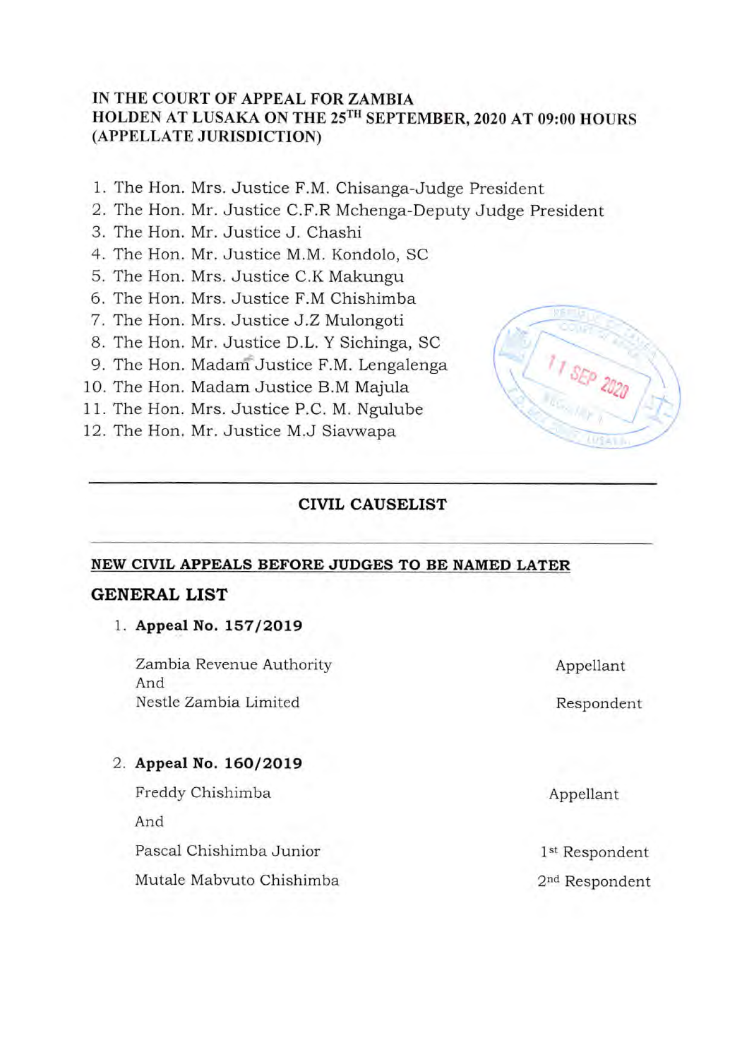**IN THE COURT OF APPEAL FOR ZAMBIA**
**HOLDEN AT LUSAKA ON THE 25TH SEPTEMBER, 2020 AT 09:00 HOURS**
**(APPELLATE JURISDICTION)**

1. The Hon. Mrs. Justice F.M. Chisanga-Judge President
2. The Hon. Mr. Justice C.F.R Mchenga-Deputy Judge President
3. The Hon. Mr. Justice J. Chashi
4. The Hon. Mr. Justice M.M. Kondolo, SC
5. The Hon. Mrs. Justice C.K Makungu
6. The Hon. Mrs. Justice F.M Chishimba
7. The Hon. Mrs. Justice J.Z Mulongoti
8. The Hon. Mr. Justice D.L. Y Sichinga, SC
9. The Hon. Madam Justice F.M. Lengalenga
10. The Hon. Madam Justice B.M Majula
11. The Hon. Mrs. Justice P.C. M. Ngulube
12. The Hon. Mr. Justice M.J Siavwapa

---

## CIVIL CAUSELIST

---

**NEW CIVIL APPEALS BEFORE JUDGES TO BE NAMED LATER**

## GENERAL LIST

1. **Appeal No. 157/2019**

| | |
|---|---|
| Zambia Revenue Authority | Appellant |
| And | |
| Nestle Zambia Limited | Respondent |

2. **Appeal No. 160/2019**

| | |
|---|---|
| Freddy Chishimba | Appellant |
| And | |
| Pascal Chishimba Junior | 1st Respondent |
| Mutale Mabvuto Chishimba | 2nd Respondent |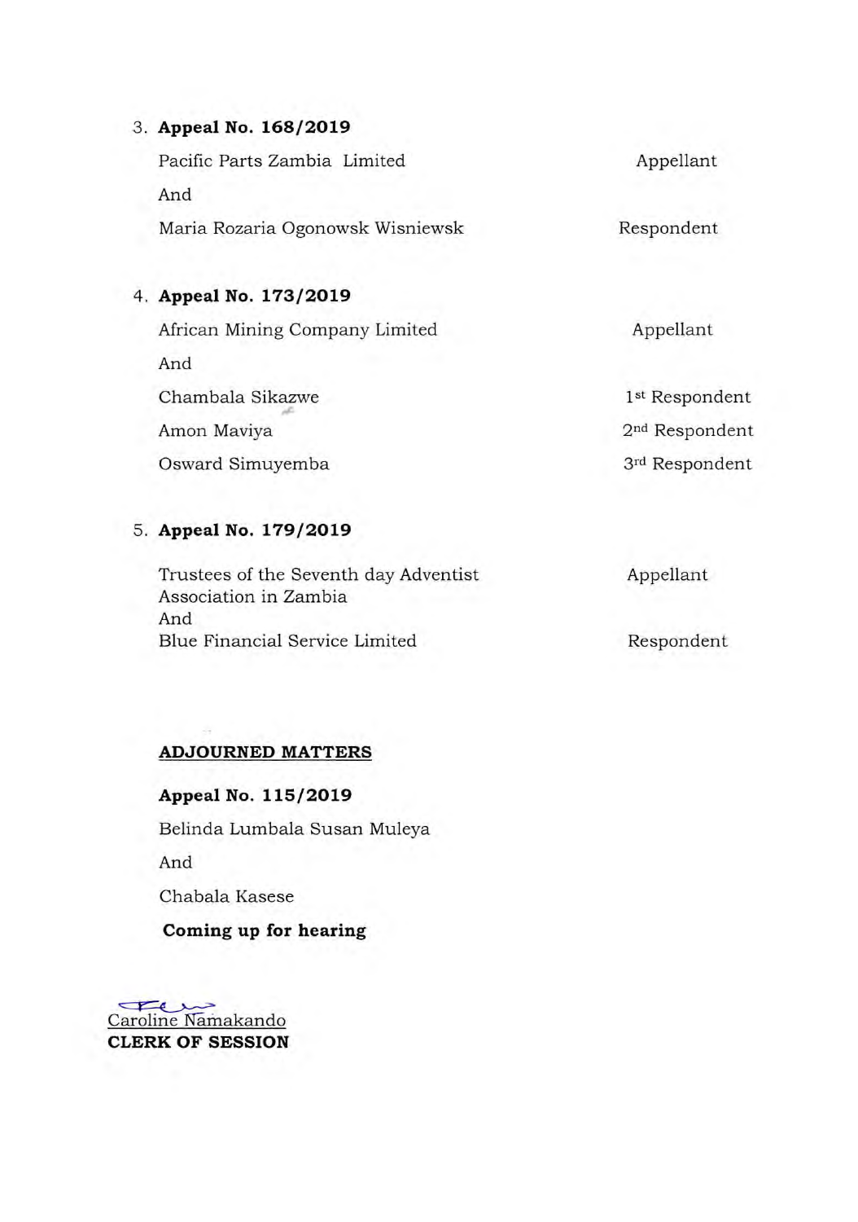3. **Appeal No. 168/2019**

| | |
|---|---|
| Pacific Parts Zambia Limited | Appellant |
| And | |
| Maria Rozaria Ogonowsk Wisniewsk | Respondent |

4. **Appeal No. 173/2019**

| | |
|---|---|
| African Mining Company Limited | Appellant |
| And | |
| Chambala Sikazwe | 1st Respondent |
| Amon Maviya | 2nd Respondent |
| Osward Simuyemba | 3rd Respondent |

5. **Appeal No. 179/2019**

| | |
|---|---|
| Trustees of the Seventh day Adventist Association in Zambia | Appellant |
| And | |
| Blue Financial Service Limited | Respondent |

**ADJOURNED MATTERS**

**Appeal No. 115/2019**

Belinda Lumbala Susan Muleya

And

Chabala Kasese

**Coming up for hearing**

Caroline Namakando
**CLERK OF SESSION**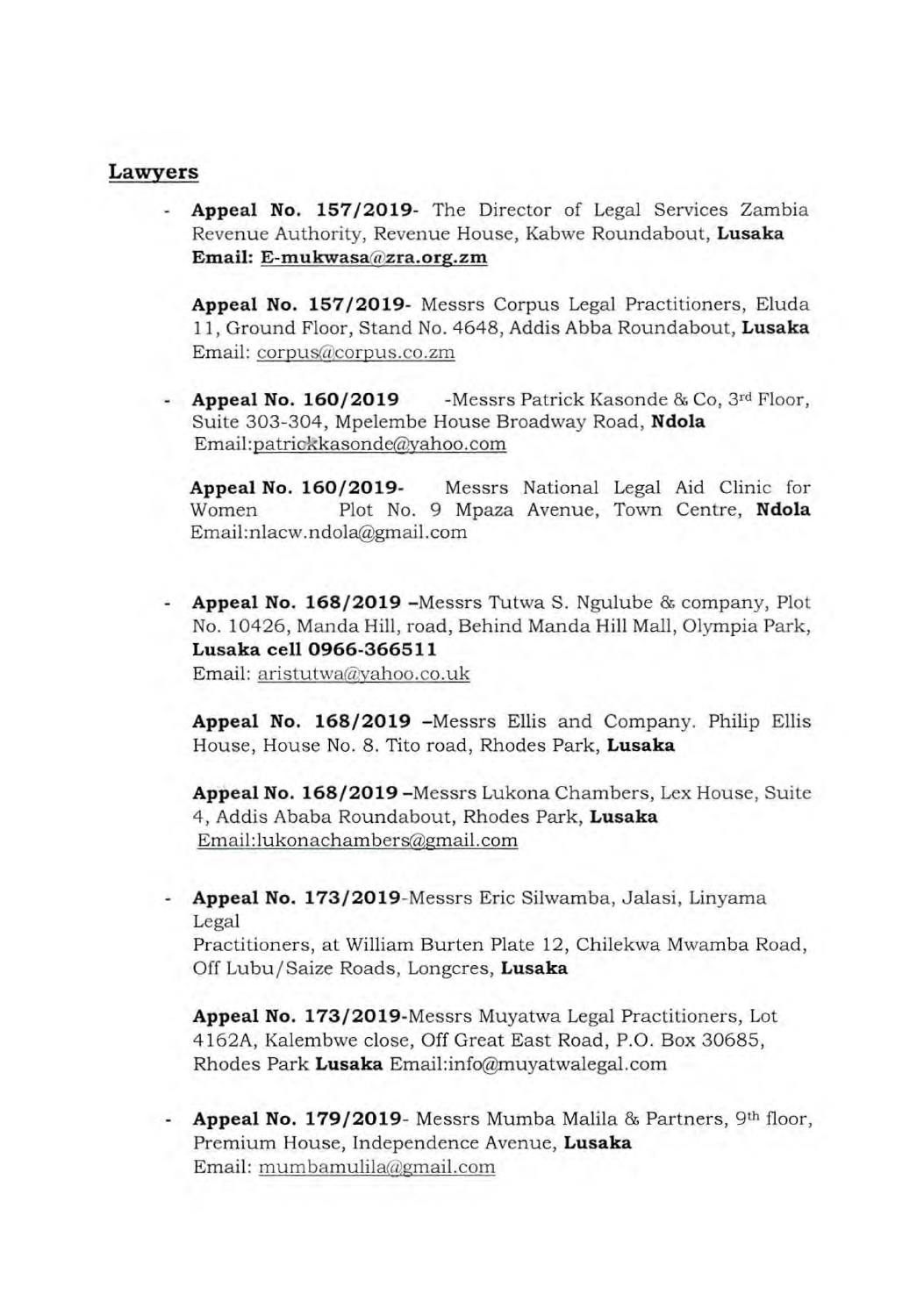## Lawyers

- **Appeal No. 157/2019-** The Director of Legal Services Zambia Revenue Authority, Revenue House, Kabwe Roundabout, **Lusaka** **Email: E-mukwasa@zra.org.zm**

  **Appeal No. 157/2019-** Messrs Corpus Legal Practitioners, Eluda 11, Ground Floor, Stand No. 4648, Addis Abba Roundabout, **Lusaka** Email: corpus@corpus.co.zm

- **Appeal No. 160/2019** -Messrs Patrick Kasonde & Co, 3rd Floor, Suite 303-304, Mpelembe House Broadway Road, **Ndola** Email:patrickkasonde@yahoo.com

  **Appeal No. 160/2019-** Messrs National Legal Aid Clinic for Women Plot No. 9 Mpaza Avenue, Town Centre, **Ndola** Email:nlacw.ndola@gmail.com

- **Appeal No. 168/2019 –**Messrs Tutwa S. Ngulube & company, Plot No. 10426, Manda Hill, road, Behind Manda Hill Mall, Olympia Park, **Lusaka cell 0966-366511** Email: aristutwa@yahoo.co.uk

  **Appeal No. 168/2019 –**Messrs Ellis and Company. Philip Ellis House, House No. 8. Tito road, Rhodes Park, **Lusaka**

  **Appeal No. 168/2019 –**Messrs Lukona Chambers, Lex House, Suite 4, Addis Ababa Roundabout, Rhodes Park, **Lusaka** Email:lukonachambers@gmail.com

- **Appeal No. 173/2019**-Messrs Eric Silwamba, Jalasi, Linyama Legal Practitioners, at William Burten Plate 12, Chilekwa Mwamba Road, Off Lubu/Saize Roads, Longcres, **Lusaka**

  **Appeal No. 173/2019-**Messrs Muyatwa Legal Practitioners, Lot 4162A, Kalembwe close, Off Great East Road, P.O. Box 30685, Rhodes Park **Lusaka** Email:info@muyatwalegal.com

- **Appeal No. 179/2019**- Messrs Mumba Malila & Partners, 9th floor, Premium House, Independence Avenue, **Lusaka** Email: mumbamulila@gmail.com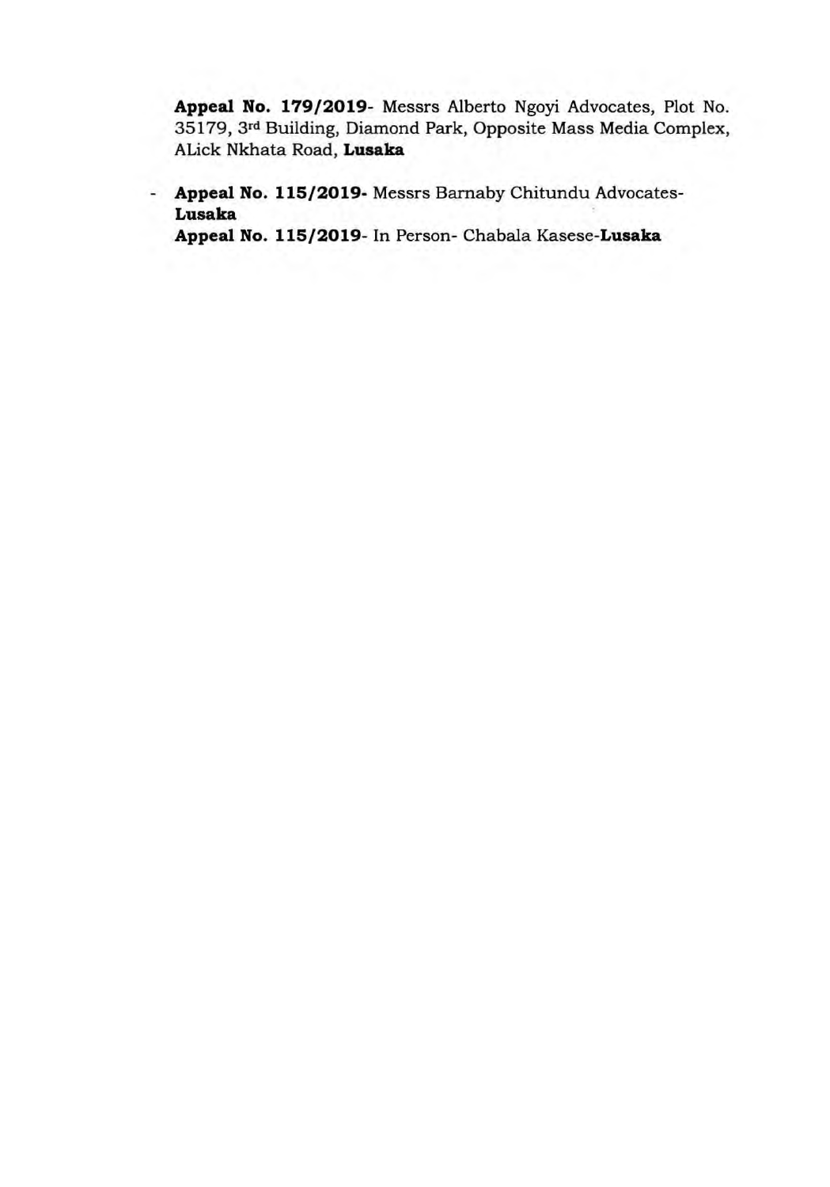**Appeal No. 179/2019**- Messrs Alberto Ngoyi Advocates, Plot No. 35179, 3rd Building, Diamond Park, Opposite Mass Media Complex, ALick Nkhata Road, **Lusaka**

- **Appeal No. 115/2019-** Messrs Barnaby Chitundu Advocates- **Lusaka**
  **Appeal No. 115/2019**- In Person- Chabala Kasese-**Lusaka**